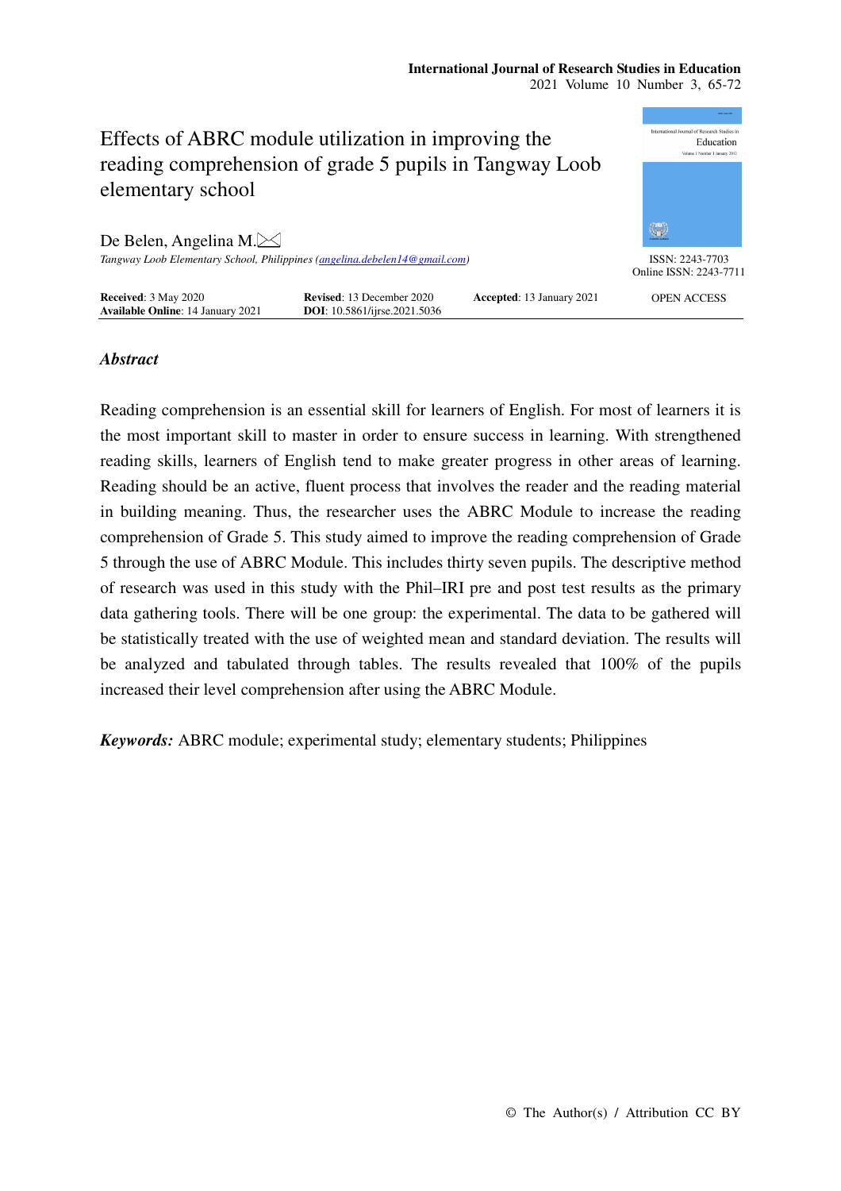# Effects of ABRC module utilization in improving the reading comprehension of grade 5 pupils in Tangway Loob elementary school

De Belen, Angelina M.

*Tangway Loob Elementary School, Philippines (angelina.debelen14@gmail.com)*

ISSN: 2243-7703
Online ISSN: 2243-7711

**Received**: 3 May 2020 **Revised**: 13 December 2020 **Accepted**: 13 January 2021
**Available Online**: 14 January 2021 **DOI**: 10.5861/ijrse.2021.5036

OPEN ACCESS

## *Abstract*

Reading comprehension is an essential skill for learners of English. For most of learners it is the most important skill to master in order to ensure success in learning. With strengthened reading skills, learners of English tend to make greater progress in other areas of learning. Reading should be an active, fluent process that involves the reader and the reading material in building meaning. Thus, the researcher uses the ABRC Module to increase the reading comprehension of Grade 5. This study aimed to improve the reading comprehension of Grade 5 through the use of ABRC Module. This includes thirty seven pupils. The descriptive method of research was used in this study with the Phil–IRI pre and post test results as the primary data gathering tools. There will be one group: the experimental. The data to be gathered will be statistically treated with the use of weighted mean and standard deviation. The results will be analyzed and tabulated through tables. The results revealed that 100% of the pupils increased their level comprehension after using the ABRC Module.

***Keywords:*** ABRC module; experimental study; elementary students; Philippines

© The Author(s) / Attribution CC BY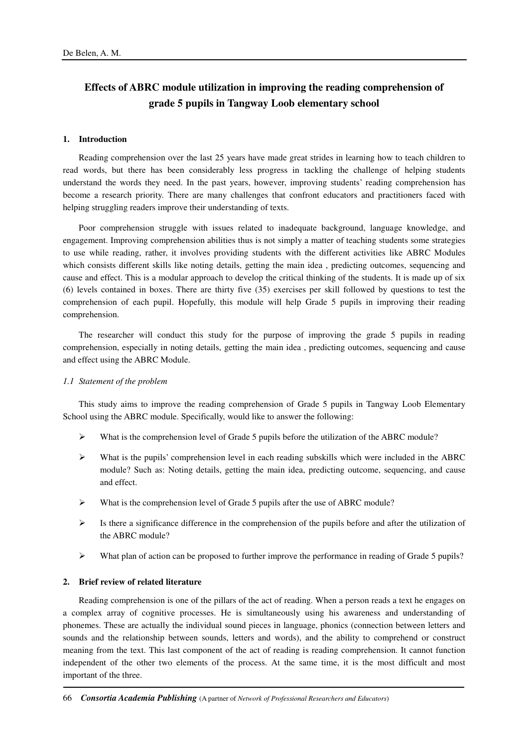# Effects of ABRC module utilization in improving the reading comprehension of grade 5 pupils in Tangway Loob elementary school

## 1. Introduction

Reading comprehension over the last 25 years have made great strides in learning how to teach children to read words, but there has been considerably less progress in tackling the challenge of helping students understand the words they need. In the past years, however, improving students' reading comprehension has become a research priority. There are many challenges that confront educators and practitioners faced with helping struggling readers improve their understanding of texts.

Poor comprehension struggle with issues related to inadequate background, language knowledge, and engagement. Improving comprehension abilities thus is not simply a matter of teaching students some strategies to use while reading, rather, it involves providing students with the different activities like ABRC Modules which consists different skills like noting details, getting the main idea , predicting outcomes, sequencing and cause and effect. This is a modular approach to develop the critical thinking of the students. It is made up of six (6) levels contained in boxes. There are thirty five (35) exercises per skill followed by questions to test the comprehension of each pupil. Hopefully, this module will help Grade 5 pupils in improving their reading comprehension.

The researcher will conduct this study for the purpose of improving the grade 5 pupils in reading comprehension, especially in noting details, getting the main idea , predicting outcomes, sequencing and cause and effect using the ABRC Module.

### *1.1 Statement of the problem*

This study aims to improve the reading comprehension of Grade 5 pupils in Tangway Loob Elementary School using the ABRC module. Specifically, would like to answer the following:

- What is the comprehension level of Grade 5 pupils before the utilization of the ABRC module?
- What is the pupils' comprehension level in each reading subskills which were included in the ABRC module? Such as: Noting details, getting the main idea, predicting outcome, sequencing, and cause and effect.
- What is the comprehension level of Grade 5 pupils after the use of ABRC module?
- Is there a significance difference in the comprehension of the pupils before and after the utilization of the ABRC module?
- What plan of action can be proposed to further improve the performance in reading of Grade 5 pupils?

## 2. Brief review of related literature

Reading comprehension is one of the pillars of the act of reading. When a person reads a text he engages on a complex array of cognitive processes. He is simultaneously using his awareness and understanding of phonemes. These are actually the individual sound pieces in language, phonics (connection between letters and sounds and the relationship between sounds, letters and words), and the ability to comprehend or construct meaning from the text. This last component of the act of reading is reading comprehension. It cannot function independent of the other two elements of the process. At the same time, it is the most difficult and most important of the three.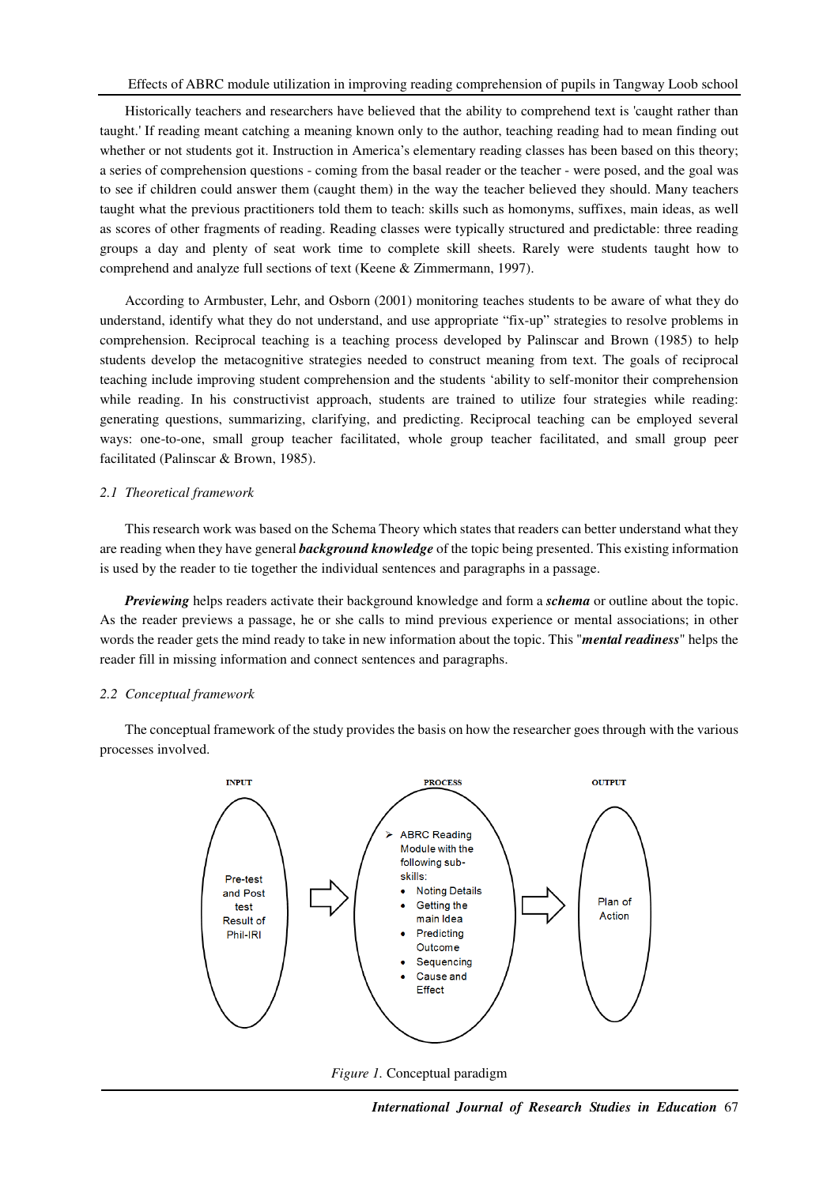Historically teachers and researchers have believed that the ability to comprehend text is 'caught rather than taught.' If reading meant catching a meaning known only to the author, teaching reading had to mean finding out whether or not students got it. Instruction in America's elementary reading classes has been based on this theory; a series of comprehension questions - coming from the basal reader or the teacher - were posed, and the goal was to see if children could answer them (caught them) in the way the teacher believed they should. Many teachers taught what the previous practitioners told them to teach: skills such as homonyms, suffixes, main ideas, as well as scores of other fragments of reading. Reading classes were typically structured and predictable: three reading groups a day and plenty of seat work time to complete skill sheets. Rarely were students taught how to comprehend and analyze full sections of text (Keene & Zimmermann, 1997).

According to Armbuster, Lehr, and Osborn (2001) monitoring teaches students to be aware of what they do understand, identify what they do not understand, and use appropriate "fix-up" strategies to resolve problems in comprehension. Reciprocal teaching is a teaching process developed by Palinscar and Brown (1985) to help students develop the metacognitive strategies needed to construct meaning from text. The goals of reciprocal teaching include improving student comprehension and the students 'ability to self-monitor their comprehension while reading. In his constructivist approach, students are trained to utilize four strategies while reading: generating questions, summarizing, clarifying, and predicting. Reciprocal teaching can be employed several ways: one-to-one, small group teacher facilitated, whole group teacher facilitated, and small group peer facilitated (Palinscar & Brown, 1985).

### *2.1 Theoretical framework*

This research work was based on the Schema Theory which states that readers can better understand what they are reading when they have general ***background knowledge*** of the topic being presented. This existing information is used by the reader to tie together the individual sentences and paragraphs in a passage.

***Previewing*** helps readers activate their background knowledge and form a ***schema*** or outline about the topic. As the reader previews a passage, he or she calls to mind previous experience or mental associations; in other words the reader gets the mind ready to take in new information about the topic. This "***mental readiness***" helps the reader fill in missing information and connect sentences and paragraphs.

### *2.2 Conceptual framework*

The conceptual framework of the study provides the basis on how the researcher goes through with the various processes involved.

INPUT: Pre-test and Post test Result of Phil-IRI

PROCESS:
- ABRC Reading Module with the following sub-skills:
  - Noting Details
  - Getting the main Idea
  - Predicting Outcome
  - Sequencing
  - Cause and Effect

OUTPUT: Plan of Action

*Figure 1.* Conceptual paradigm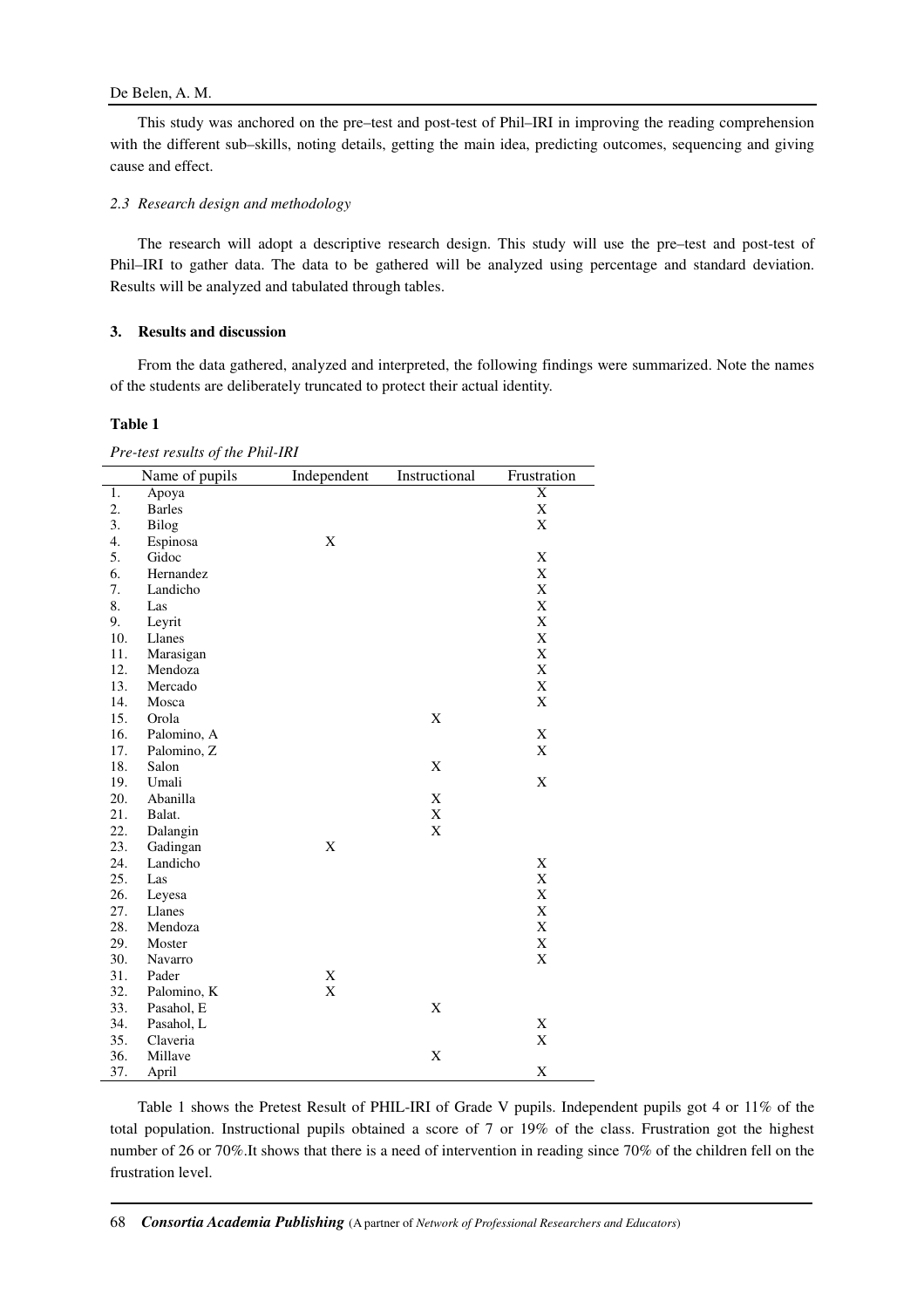This study was anchored on the pre–test and post-test of Phil–IRI in improving the reading comprehension with the different sub–skills, noting details, getting the main idea, predicting outcomes, sequencing and giving cause and effect.

### *2.3 Research design and methodology*

The research will adopt a descriptive research design. This study will use the pre–test and post-test of Phil–IRI to gather data. The data to be gathered will be analyzed using percentage and standard deviation. Results will be analyzed and tabulated through tables.

## 3. Results and discussion

From the data gathered, analyzed and interpreted, the following findings were summarized. Note the names of the students are deliberately truncated to protect their actual identity.

**Table 1**

*Pre-test results of the Phil-IRI*

| | Name of pupils | Independent | Instructional | Frustration |
|---|---|---|---|---|
| 1. | Apoya | | | X |
| 2. | Barles | | | X |
| 3. | Bilog | | | X |
| 4. | Espinosa | X | | |
| 5. | Gidoc | | | X |
| 6. | Hernandez | | | X |
| 7. | Landicho | | | X |
| 8. | Las | | | X |
| 9. | Leyrit | | | X |
| 10. | Llanes | | | X |
| 11. | Marasigan | | | X |
| 12. | Mendoza | | | X |
| 13. | Mercado | | | X |
| 14. | Mosca | | | X |
| 15. | Orola | | X | |
| 16. | Palomino, A | | | X |
| 17. | Palomino, Z | | | X |
| 18. | Salon | | X | |
| 19. | Umali | | | X |
| 20. | Abanilla | | X | |
| 21. | Balat. | | X | |
| 22. | Dalangin | | X | |
| 23. | Gadingan | X | | |
| 24. | Landicho | | | X |
| 25. | Las | | | X |
| 26. | Leyesa | | | X |
| 27. | Llanes | | | X |
| 28. | Mendoza | | | X |
| 29. | Moster | | | X |
| 30. | Navarro | | | X |
| 31. | Pader | X | | |
| 32. | Palomino, K | X | | |
| 33. | Pasahol, E | | X | |
| 34. | Pasahol, L | | | X |
| 35. | Claveria | | | X |
| 36. | Millave | | X | |
| 37. | April | | | X |

Table 1 shows the Pretest Result of PHIL-IRI of Grade V pupils. Independent pupils got 4 or 11% of the total population. Instructional pupils obtained a score of 7 or 19% of the class. Frustration got the highest number of 26 or 70%.It shows that there is a need of intervention in reading since 70% of the children fell on the frustration level.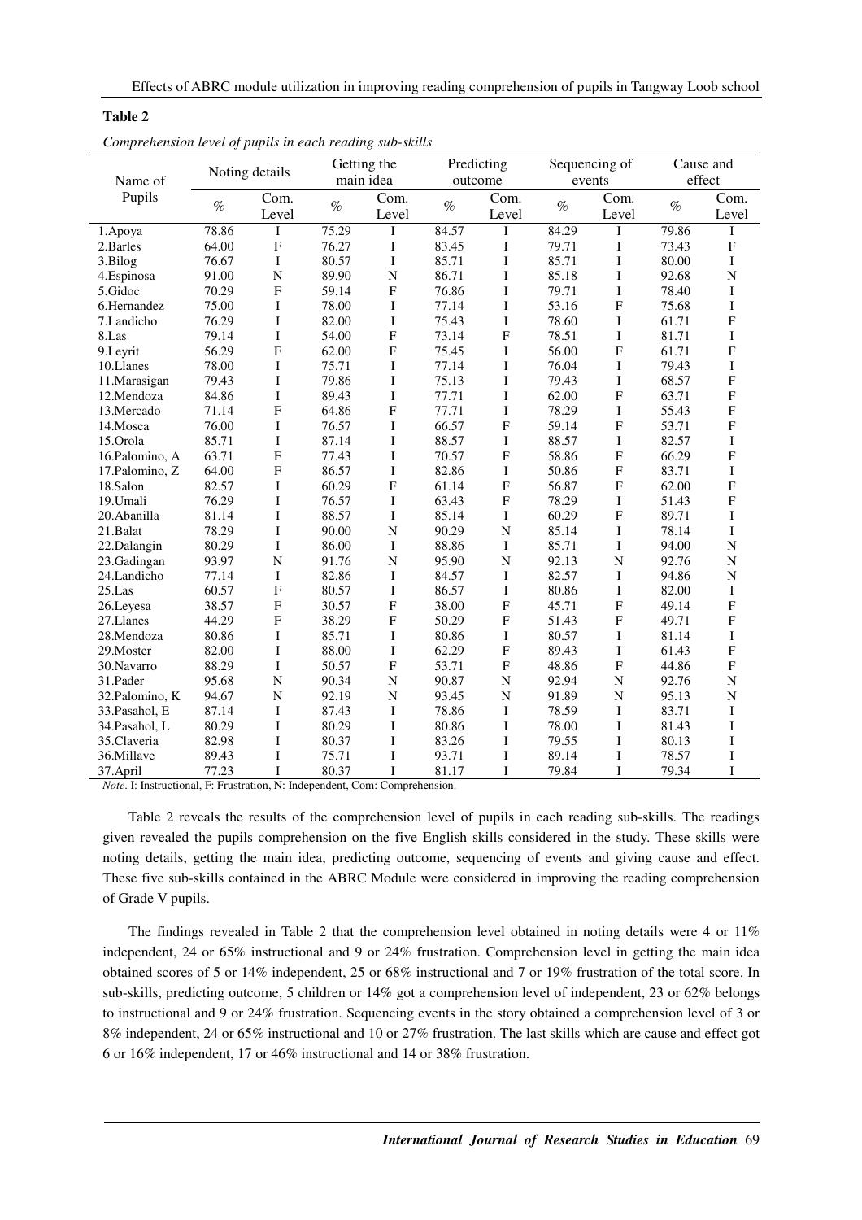**Table 2**

*Comprehension level of pupils in each reading sub-skills*

| Name of Pupils | Noting details | | Getting the main idea | | Predicting outcome | | Sequencing of events | | Cause and effect | |
|---|---|---|---|---|---|---|---|---|---|---|
| | % | Com. Level | % | Com. Level | % | Com. Level | % | Com. Level | % | Com. Level |
| 1.Apoya | 78.86 | I | 75.29 | I | 84.57 | I | 84.29 | I | 79.86 | I |
| 2.Barles | 64.00 | F | 76.27 | I | 83.45 | I | 79.71 | I | 73.43 | F |
| 3.Bilog | 76.67 | I | 80.57 | I | 85.71 | I | 85.71 | I | 80.00 | I |
| 4.Espinosa | 91.00 | N | 89.90 | N | 86.71 | I | 85.18 | I | 92.68 | N |
| 5.Gidoc | 70.29 | F | 59.14 | F | 76.86 | I | 79.71 | I | 78.40 | I |
| 6.Hernandez | 75.00 | I | 78.00 | I | 77.14 | I | 53.16 | F | 75.68 | I |
| 7.Landicho | 76.29 | I | 82.00 | I | 75.43 | I | 78.60 | I | 61.71 | F |
| 8.Las | 79.14 | I | 54.00 | F | 73.14 | F | 78.51 | I | 81.71 | I |
| 9.Leyrit | 56.29 | F | 62.00 | F | 75.45 | I | 56.00 | F | 61.71 | F |
| 10.Llanes | 78.00 | I | 75.71 | I | 77.14 | I | 76.04 | I | 79.43 | I |
| 11.Marasigan | 79.43 | I | 79.86 | I | 75.13 | I | 79.43 | I | 68.57 | F |
| 12.Mendoza | 84.86 | I | 89.43 | I | 77.71 | I | 62.00 | F | 63.71 | F |
| 13.Mercado | 71.14 | F | 64.86 | F | 77.71 | I | 78.29 | I | 55.43 | F |
| 14.Mosca | 76.00 | I | 76.57 | I | 66.57 | F | 59.14 | F | 53.71 | F |
| 15.Orola | 85.71 | I | 87.14 | I | 88.57 | I | 88.57 | I | 82.57 | I |
| 16.Palomino, A | 63.71 | F | 77.43 | I | 70.57 | F | 58.86 | F | 66.29 | F |
| 17.Palomino, Z | 64.00 | F | 86.57 | I | 82.86 | I | 50.86 | F | 83.71 | I |
| 18.Salon | 82.57 | I | 60.29 | F | 61.14 | F | 56.87 | F | 62.00 | F |
| 19.Umali | 76.29 | I | 76.57 | I | 63.43 | F | 78.29 | I | 51.43 | F |
| 20.Abanilla | 81.14 | I | 88.57 | I | 85.14 | I | 60.29 | F | 89.71 | I |
| 21.Balat | 78.29 | I | 90.00 | N | 90.29 | N | 85.14 | I | 78.14 | I |
| 22.Dalangin | 80.29 | I | 86.00 | I | 88.86 | I | 85.71 | I | 94.00 | N |
| 23.Gadingan | 93.97 | N | 91.76 | N | 95.90 | N | 92.13 | N | 92.76 | N |
| 24.Landicho | 77.14 | I | 82.86 | I | 84.57 | I | 82.57 | I | 94.86 | N |
| 25.Las | 60.57 | F | 80.57 | I | 86.57 | I | 80.86 | I | 82.00 | I |
| 26.Leyesa | 38.57 | F | 30.57 | F | 38.00 | F | 45.71 | F | 49.14 | F |
| 27.Llanes | 44.29 | F | 38.29 | F | 50.29 | F | 51.43 | F | 49.71 | F |
| 28.Mendoza | 80.86 | I | 85.71 | I | 80.86 | I | 80.57 | I | 81.14 | I |
| 29.Moster | 82.00 | I | 88.00 | I | 62.29 | F | 89.43 | I | 61.43 | F |
| 30.Navarro | 88.29 | I | 50.57 | F | 53.71 | F | 48.86 | F | 44.86 | F |
| 31.Pader | 95.68 | N | 90.34 | N | 90.87 | N | 92.94 | N | 92.76 | N |
| 32.Palomino, K | 94.67 | N | 92.19 | N | 93.45 | N | 91.89 | N | 95.13 | N |
| 33.Pasahol, E | 87.14 | I | 87.43 | I | 78.86 | I | 78.59 | I | 83.71 | I |
| 34.Pasahol, L | 80.29 | I | 80.29 | I | 80.86 | I | 78.00 | I | 81.43 | I |
| 35.Claveria | 82.98 | I | 80.37 | I | 83.26 | I | 79.55 | I | 80.13 | I |
| 36.Millave | 89.43 | I | 75.71 | I | 93.71 | I | 89.14 | I | 78.57 | I |
| 37.April | 77.23 | I | 80.37 | I | 81.17 | I | 79.84 | I | 79.34 | I |

*Note*. I: Instructional, F: Frustration, N: Independent, Com: Comprehension.

Table 2 reveals the results of the comprehension level of pupils in each reading sub-skills. The readings given revealed the pupils comprehension on the five English skills considered in the study. These skills were noting details, getting the main idea, predicting outcome, sequencing of events and giving cause and effect. These five sub-skills contained in the ABRC Module were considered in improving the reading comprehension of Grade V pupils.

The findings revealed in Table 2 that the comprehension level obtained in noting details were 4 or 11% independent, 24 or 65% instructional and 9 or 24% frustration. Comprehension level in getting the main idea obtained scores of 5 or 14% independent, 25 or 68% instructional and 7 or 19% frustration of the total score. In sub-skills, predicting outcome, 5 children or 14% got a comprehension level of independent, 23 or 62% belongs to instructional and 9 or 24% frustration. Sequencing events in the story obtained a comprehension level of 3 or 8% independent, 24 or 65% instructional and 10 or 27% frustration. The last skills which are cause and effect got 6 or 16% independent, 17 or 46% instructional and 14 or 38% frustration.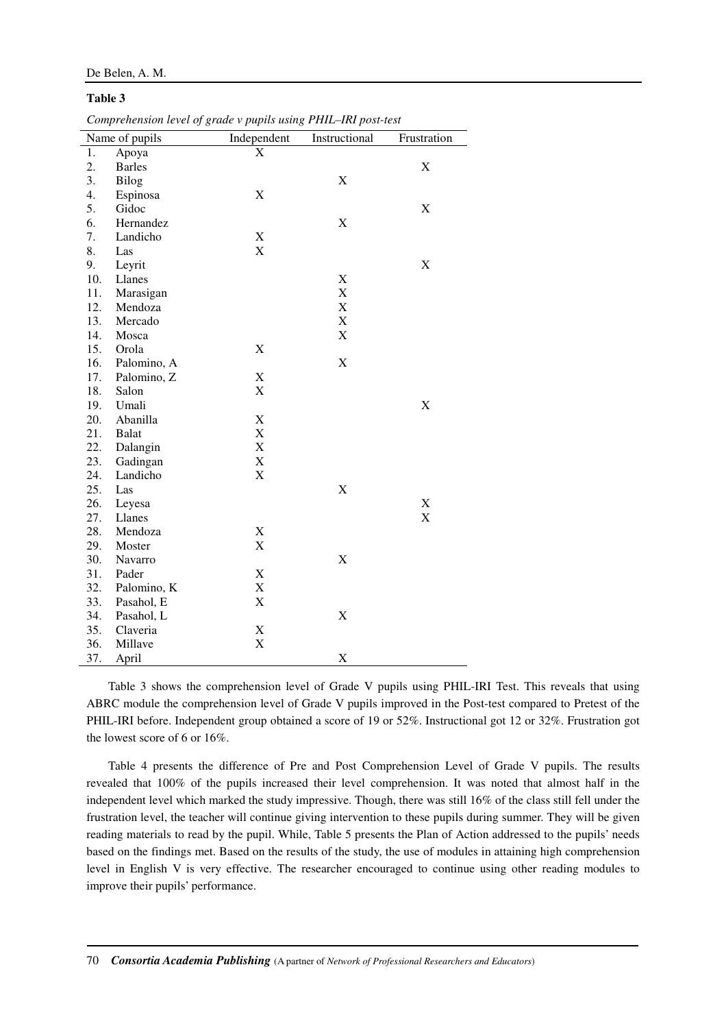**Table 3**

*Comprehension level of grade v pupils using PHIL–IRI post-test*

| Name of pupils | | Independent | Instructional | Frustration |
|---|---|---|---|---|
| 1. | Apoya | X | | |
| 2. | Barles | | | X |
| 3. | Bilog | | X | |
| 4. | Espinosa | X | | |
| 5. | Gidoc | | | X |
| 6. | Hernandez | | X | |
| 7. | Landicho | X | | |
| 8. | Las | X | | |
| 9. | Leyrit | | | X |
| 10. | Llanes | | X | |
| 11. | Marasigan | | X | |
| 12. | Mendoza | | X | |
| 13. | Mercado | | X | |
| 14. | Mosca | | X | |
| 15. | Orola | X | | |
| 16. | Palomino, A | | X | |
| 17. | Palomino, Z | X | | |
| 18. | Salon | X | | |
| 19. | Umali | | | X |
| 20. | Abanilla | X | | |
| 21. | Balat | X | | |
| 22. | Dalangin | X | | |
| 23. | Gadingan | X | | |
| 24. | Landicho | X | | |
| 25. | Las | | X | |
| 26. | Leyesa | | | X |
| 27. | Llanes | | | X |
| 28. | Mendoza | X | | |
| 29. | Moster | X | | |
| 30. | Navarro | | X | |
| 31. | Pader | X | | |
| 32. | Palomino, K | X | | |
| 33. | Pasahol, E | X | | |
| 34. | Pasahol, L | | X | |
| 35. | Claveria | X | | |
| 36. | Millave | X | | |
| 37. | April | | X | |

Table 3 shows the comprehension level of Grade V pupils using PHIL-IRI Test. This reveals that using ABRC module the comprehension level of Grade V pupils improved in the Post-test compared to Pretest of the PHIL-IRI before. Independent group obtained a score of 19 or 52%. Instructional got 12 or 32%. Frustration got the lowest score of 6 or 16%.

Table 4 presents the difference of Pre and Post Comprehension Level of Grade V pupils. The results revealed that 100% of the pupils increased their level comprehension. It was noted that almost half in the independent level which marked the study impressive. Though, there was still 16% of the class still fell under the frustration level, the teacher will continue giving intervention to these pupils during summer. They will be given reading materials to read by the pupil. While, Table 5 presents the Plan of Action addressed to the pupils' needs based on the findings met. Based on the results of the study, the use of modules in attaining high comprehension level in English V is very effective. The researcher encouraged to continue using other reading modules to improve their pupils' performance.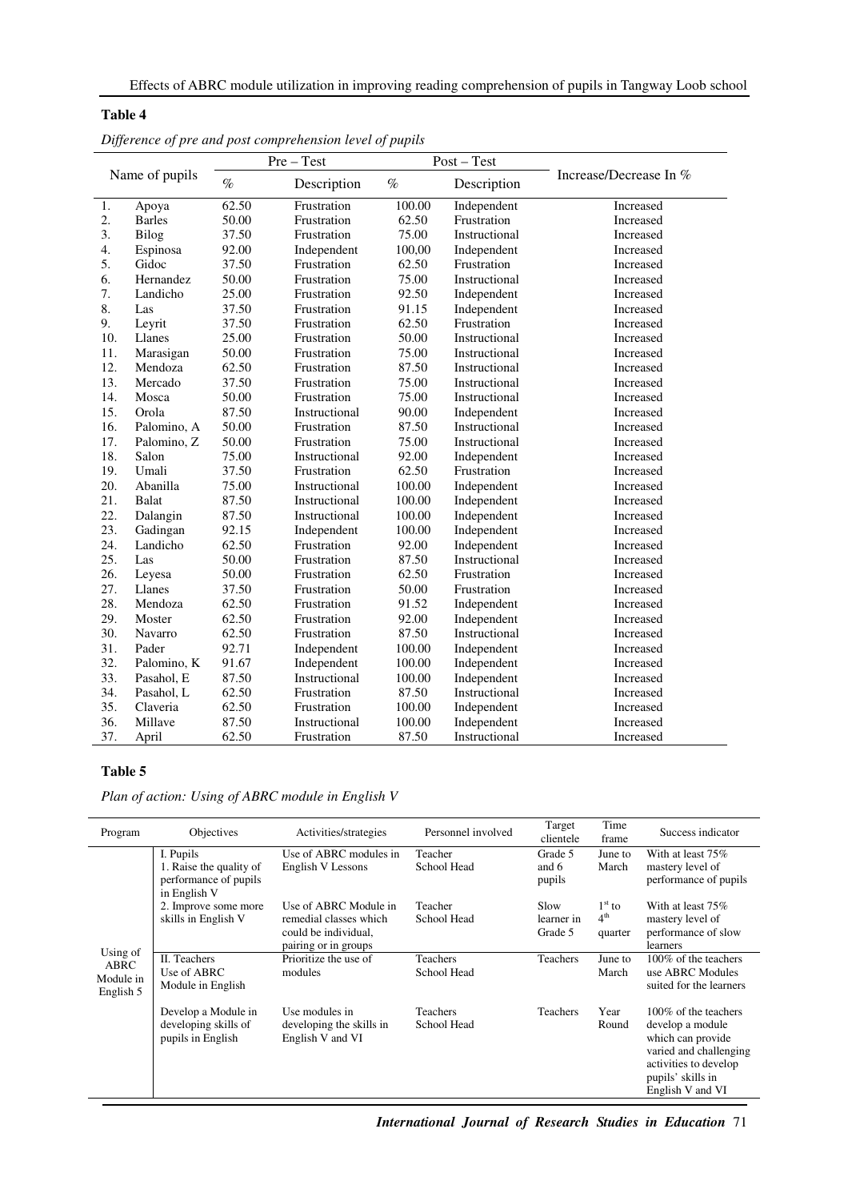**Table 4**

*Difference of pre and post comprehension level of pupils*

| Name of pupils | Pre – Test | | Post – Test | | Increase/Decrease In % |
|---|---|---|---|---|---|
| | % | Description | % | Description | |
| 1. Apoya | 62.50 | Frustration | 100.00 | Independent | Increased |
| 2. Barles | 50.00 | Frustration | 62.50 | Frustration | Increased |
| 3. Bilog | 37.50 | Frustration | 75.00 | Instructional | Increased |
| 4. Espinosa | 92.00 | Independent | 100,00 | Independent | Increased |
| 5. Gidoc | 37.50 | Frustration | 62.50 | Frustration | Increased |
| 6. Hernandez | 50.00 | Frustration | 75.00 | Instructional | Increased |
| 7. Landicho | 25.00 | Frustration | 92.50 | Independent | Increased |
| 8. Las | 37.50 | Frustration | 91.15 | Independent | Increased |
| 9. Leyrit | 37.50 | Frustration | 62.50 | Frustration | Increased |
| 10. Llanes | 25.00 | Frustration | 50.00 | Instructional | Increased |
| 11. Marasigan | 50.00 | Frustration | 75.00 | Instructional | Increased |
| 12. Mendoza | 62.50 | Frustration | 87.50 | Instructional | Increased |
| 13. Mercado | 37.50 | Frustration | 75.00 | Instructional | Increased |
| 14. Mosca | 50.00 | Frustration | 75.00 | Instructional | Increased |
| 15. Orola | 87.50 | Instructional | 90.00 | Independent | Increased |
| 16. Palomino, A | 50.00 | Frustration | 87.50 | Instructional | Increased |
| 17. Palomino, Z | 50.00 | Frustration | 75.00 | Instructional | Increased |
| 18. Salon | 75.00 | Instructional | 92.00 | Independent | Increased |
| 19. Umali | 37.50 | Frustration | 62.50 | Frustration | Increased |
| 20. Abanilla | 75.00 | Instructional | 100.00 | Independent | Increased |
| 21. Balat | 87.50 | Instructional | 100.00 | Independent | Increased |
| 22. Dalangin | 87.50 | Instructional | 100.00 | Independent | Increased |
| 23. Gadingan | 92.15 | Independent | 100.00 | Independent | Increased |
| 24. Landicho | 62.50 | Frustration | 92.00 | Independent | Increased |
| 25. Las | 50.00 | Frustration | 87.50 | Instructional | Increased |
| 26. Leyesa | 50.00 | Frustration | 62.50 | Frustration | Increased |
| 27. Llanes | 37.50 | Frustration | 50.00 | Frustration | Increased |
| 28. Mendoza | 62.50 | Frustration | 91.52 | Independent | Increased |
| 29. Moster | 62.50 | Frustration | 92.00 | Independent | Increased |
| 30. Navarro | 62.50 | Frustration | 87.50 | Instructional | Increased |
| 31. Pader | 92.71 | Independent | 100.00 | Independent | Increased |
| 32. Palomino, K | 91.67 | Independent | 100.00 | Independent | Increased |
| 33. Pasahol, E | 87.50 | Instructional | 100.00 | Independent | Increased |
| 34. Pasahol, L | 62.50 | Frustration | 87.50 | Instructional | Increased |
| 35. Claveria | 62.50 | Frustration | 100.00 | Independent | Increased |
| 36. Millave | 87.50 | Instructional | 100.00 | Independent | Increased |
| 37. April | 62.50 | Frustration | 87.50 | Instructional | Increased |

**Table 5**

*Plan of action: Using of ABRC module in English V*

| Program | Objectives | Activities/strategies | Personnel involved | Target clientele | Time frame | Success indicator |
|---|---|---|---|---|---|---|
| Using of ABRC Module in English 5 | I. Pupils<br>1. Raise the quality of performance of pupils in English V | Use of ABRC modules in English V Lessons | Teacher<br>School Head | Grade 5 and 6 pupils | June to March | With at least 75% mastery level of performance of pupils |
| | 2. Improve some more skills in English V | Use of ABRC Module in remedial classes which could be individual, pairing or in groups | Teacher<br>School Head | Slow learner in Grade 5 | 1st to 4th quarter | With at least 75% mastery level of performance of slow learners |
| | II. Teachers<br>Use of ABRC Module in English | Prioritize the use of modules | Teachers<br>School Head | Teachers | June to March | 100% of the teachers use ABRC Modules suited for the learners |
| | Develop a Module in developing skills of pupils in English | Use modules in developing the skills in English V and VI | Teachers<br>School Head | Teachers | Year Round | 100% of the teachers develop a module which can provide varied and challenging activities to develop pupils' skills in English V and VI |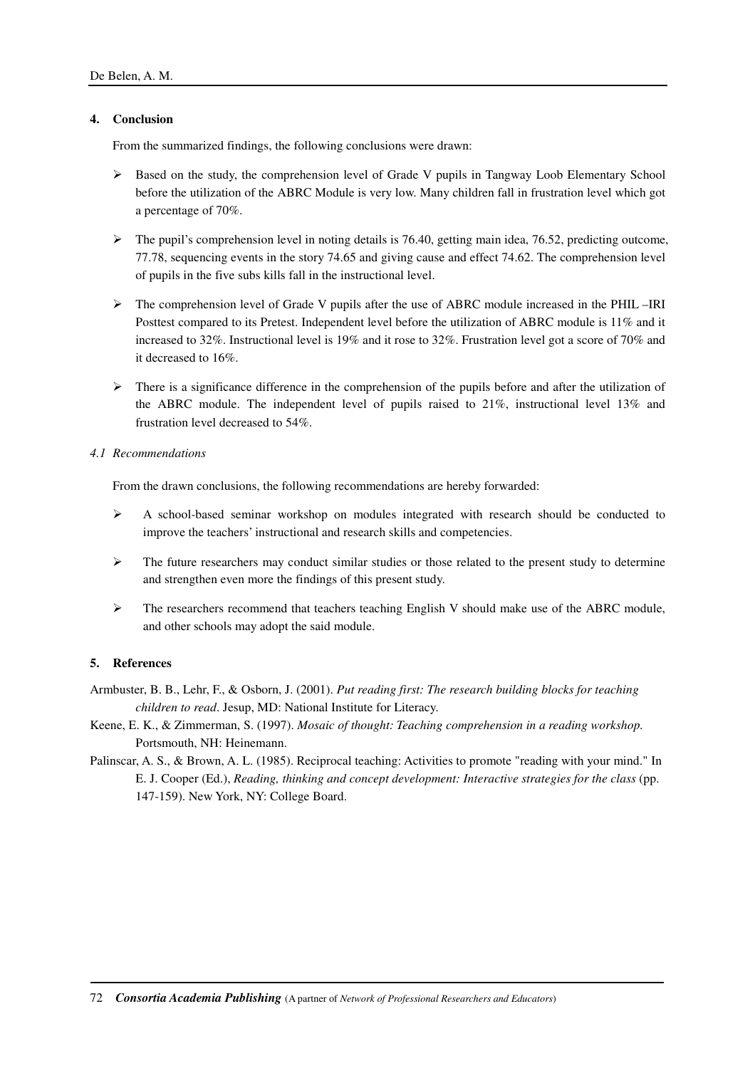## 4. Conclusion

From the summarized findings, the following conclusions were drawn:

- Based on the study, the comprehension level of Grade V pupils in Tangway Loob Elementary School before the utilization of the ABRC Module is very low. Many children fall in frustration level which got a percentage of 70%.
- The pupil's comprehension level in noting details is 76.40, getting main idea, 76.52, predicting outcome, 77.78, sequencing events in the story 74.65 and giving cause and effect 74.62. The comprehension level of pupils in the five subs kills fall in the instructional level.
- The comprehension level of Grade V pupils after the use of ABRC module increased in the PHIL –IRI Posttest compared to its Pretest. Independent level before the utilization of ABRC module is 11% and it increased to 32%. Instructional level is 19% and it rose to 32%. Frustration level got a score of 70% and it decreased to 16%.
- There is a significance difference in the comprehension of the pupils before and after the utilization of the ABRC module. The independent level of pupils raised to 21%, instructional level 13% and frustration level decreased to 54%.

### *4.1 Recommendations*

From the drawn conclusions, the following recommendations are hereby forwarded:

- A school-based seminar workshop on modules integrated with research should be conducted to improve the teachers' instructional and research skills and competencies.
- The future researchers may conduct similar studies or those related to the present study to determine and strengthen even more the findings of this present study.
- The researchers recommend that teachers teaching English V should make use of the ABRC module, and other schools may adopt the said module.

## 5. References

Armbuster, B. B., Lehr, F., & Osborn, J. (2001). *Put reading first: The research building blocks for teaching children to read*. Jesup, MD: National Institute for Literacy.

Keene, E. K., & Zimmerman, S. (1997). *Mosaic of thought: Teaching comprehension in a reading workshop.* Portsmouth, NH: Heinemann.

Palinscar, A. S., & Brown, A. L. (1985). Reciprocal teaching: Activities to promote "reading with your mind." In E. J. Cooper (Ed.), *Reading, thinking and concept development: Interactive strategies for the class* (pp. 147-159). New York, NY: College Board.